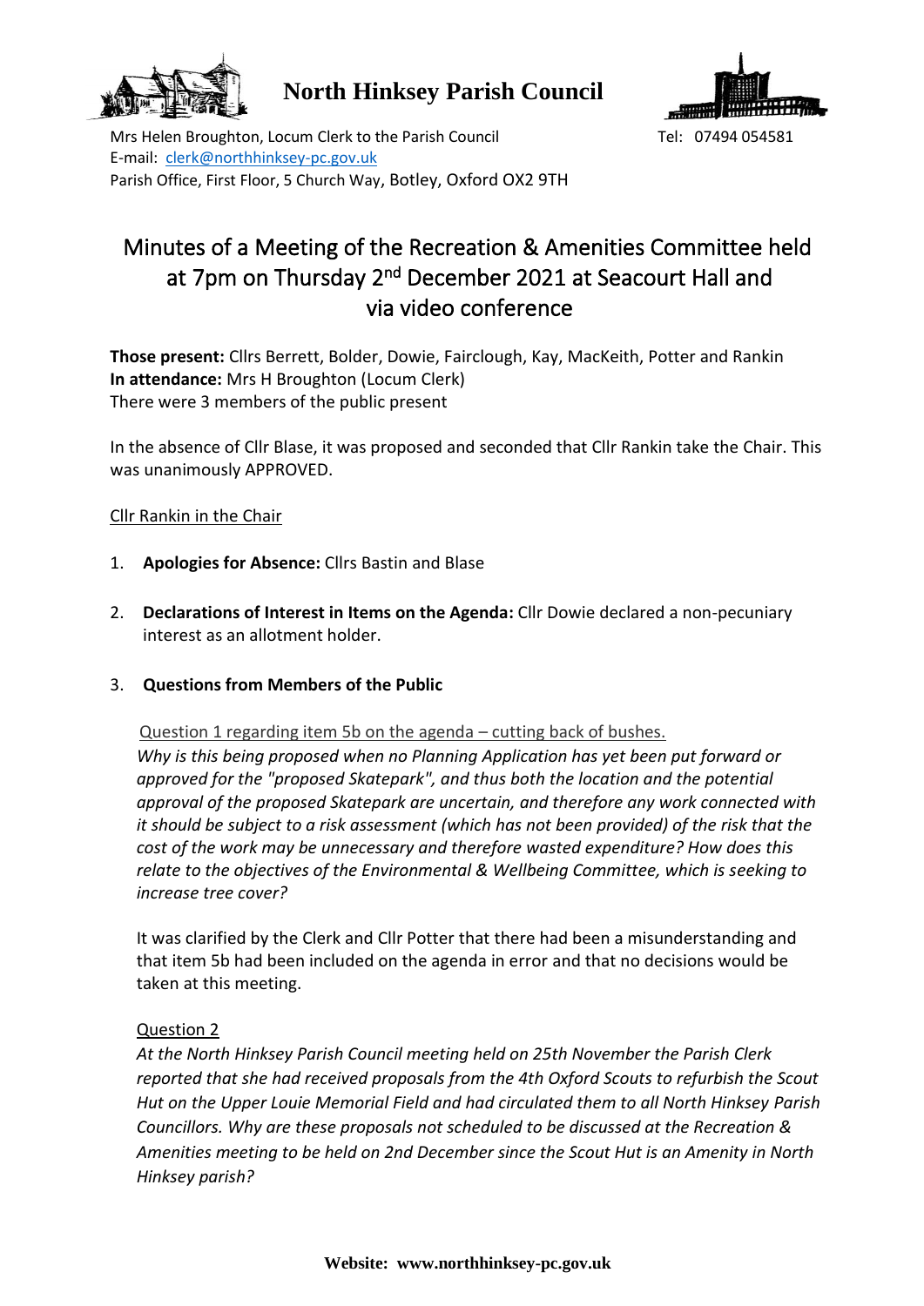# North Hinksey Parish Council

Mrs Helen Broughton, Locum Clerk to the Parish Council
E-mail: clerk@northhinksey-pc.gov.uk
Parish Office, First Floor, 5 Church Way, Botley, Oxford OX2 9TH

Tel: 07494 054581

## Minutes of a Meeting of the Recreation & Amenities Committee held at 7pm on Thursday 2nd December 2021 at Seacourt Hall and via video conference

**Those present:** Cllrs Berrett, Bolder, Dowie, Fairclough, Kay, MacKeith, Potter and Rankin
**In attendance:** Mrs H Broughton (Locum Clerk)
There were 3 members of the public present

In the absence of Cllr Blase, it was proposed and seconded that Cllr Rankin take the Chair. This was unanimously APPROVED.

Cllr Rankin in the Chair

1. **Apologies for Absence:** Cllrs Bastin and Blase

2. **Declarations of Interest in Items on the Agenda:** Cllr Dowie declared a non-pecuniary interest as an allotment holder.

3. **Questions from Members of the Public**

   Question 1 regarding item 5b on the agenda – cutting back of bushes.

   *Why is this being proposed when no Planning Application has yet been put forward or approved for the "proposed Skatepark", and thus both the location and the potential approval of the proposed Skatepark are uncertain, and therefore any work connected with it should be subject to a risk assessment (which has not been provided) of the risk that the cost of the work may be unnecessary and therefore wasted expenditure? How does this relate to the objectives of the Environmental & Wellbeing Committee, which is seeking to increase tree cover?*

   It was clarified by the Clerk and Cllr Potter that there had been a misunderstanding and that item 5b had been included on the agenda in error and that no decisions would be taken at this meeting.

   Question 2

   *At the North Hinksey Parish Council meeting held on 25th November the Parish Clerk reported that she had received proposals from the 4th Oxford Scouts to refurbish the Scout Hut on the Upper Louie Memorial Field and had circulated them to all North Hinksey Parish Councillors. Why are these proposals not scheduled to be discussed at the Recreation & Amenities meeting to be held on 2nd December since the Scout Hut is an Amenity in North Hinksey parish?*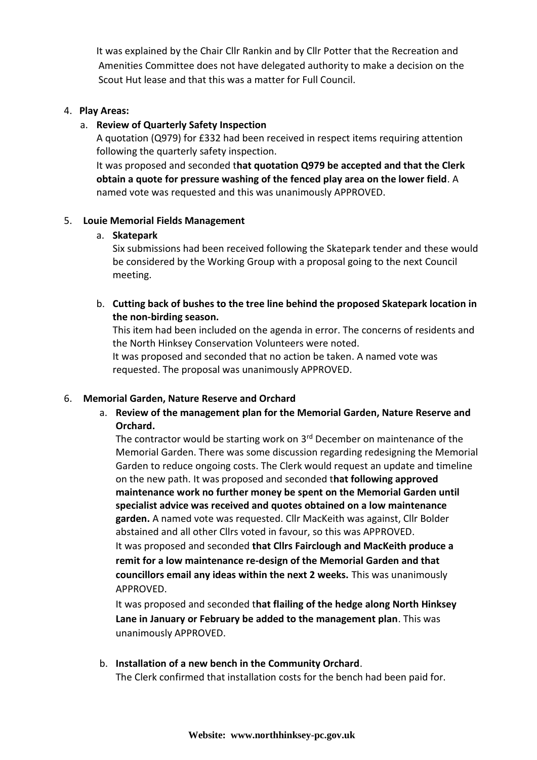It was explained by the Chair Cllr Rankin and by Cllr Potter that the Recreation and Amenities Committee does not have delegated authority to make a decision on the Scout Hut lease and that this was a matter for Full Council.

4. **Play Areas:**

   a. **Review of Quarterly Safety Inspection**

      A quotation (Q979) for £332 had been received in respect items requiring attention following the quarterly safety inspection.

      It was proposed and seconded t**hat quotation Q979 be accepted and that the Clerk obtain a quote for pressure washing of the fenced play area on the lower field**. A named vote was requested and this was unanimously APPROVED.

5. **Louie Memorial Fields Management**

   a. **Skatepark**

      Six submissions had been received following the Skatepark tender and these would be considered by the Working Group with a proposal going to the next Council meeting.

   b. **Cutting back of bushes to the tree line behind the proposed Skatepark location in the non-birding season.**

      This item had been included on the agenda in error. The concerns of residents and the North Hinksey Conservation Volunteers were noted.

      It was proposed and seconded that no action be taken. A named vote was requested. The proposal was unanimously APPROVED.

6. **Memorial Garden, Nature Reserve and Orchard**

   a. **Review of the management plan for the Memorial Garden, Nature Reserve and Orchard.**

      The contractor would be starting work on 3rd December on maintenance of the Memorial Garden. There was some discussion regarding redesigning the Memorial Garden to reduce ongoing costs. The Clerk would request an update and timeline on the new path. It was proposed and seconded t**hat following approved maintenance work no further money be spent on the Memorial Garden until specialist advice was received and quotes obtained on a low maintenance garden.** A named vote was requested. Cllr MacKeith was against, Cllr Bolder abstained and all other Cllrs voted in favour, so this was APPROVED.

      It was proposed and seconded **that Cllrs Fairclough and MacKeith produce a remit for a low maintenance re-design of the Memorial Garden and that councillors email any ideas within the next 2 weeks.** This was unanimously APPROVED.

      It was proposed and seconded t**hat flailing of the hedge along North Hinksey Lane in January or February be added to the management plan**. This was unanimously APPROVED.

   b. **Installation of a new bench in the Community Orchard**.

      The Clerk confirmed that installation costs for the bench had been paid for.

**Website: www.northhinksey-pc.gov.uk**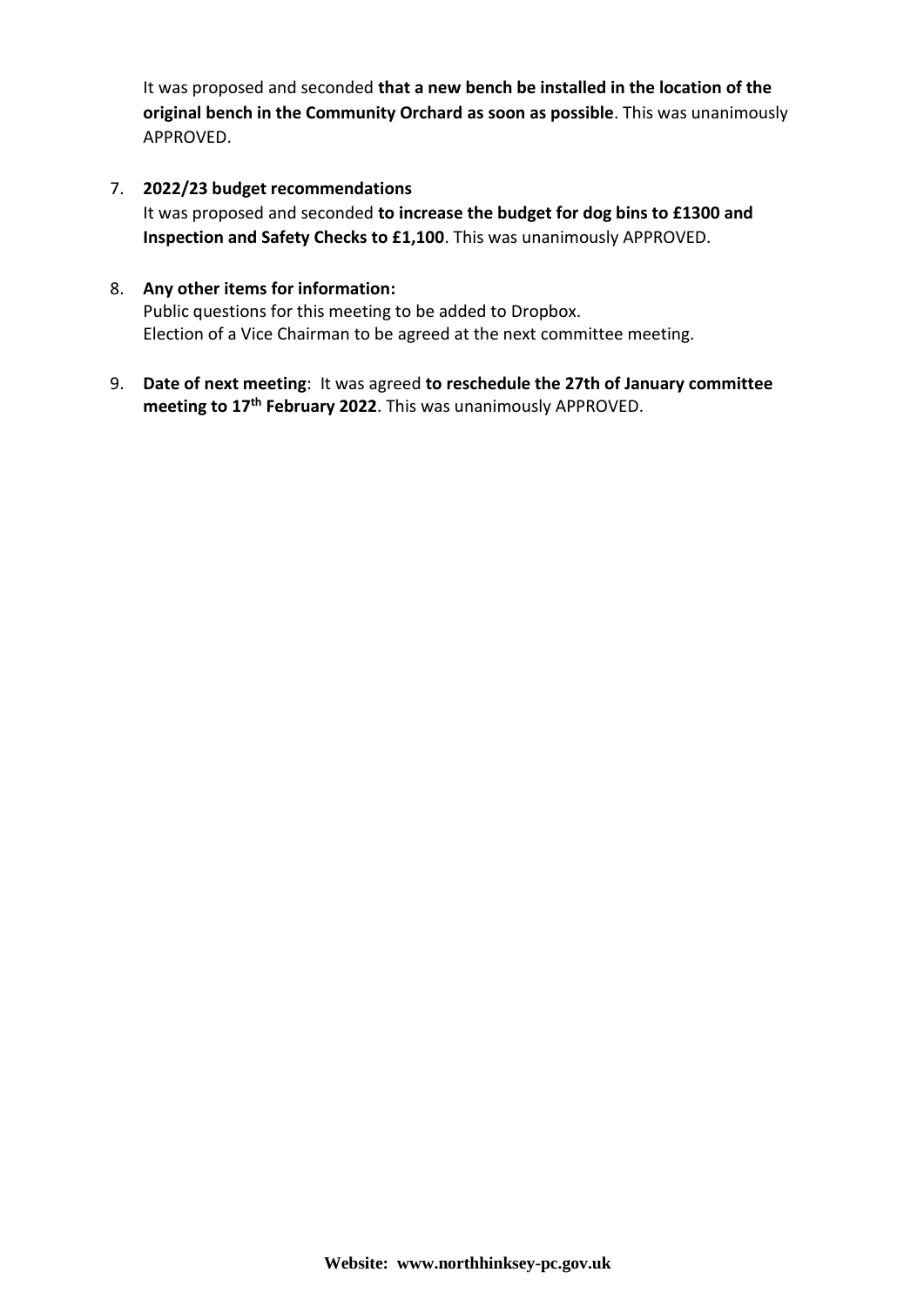It was proposed and seconded **that a new bench be installed in the location of the original bench in the Community Orchard as soon as possible**. This was unanimously APPROVED.

7. **2022/23 budget recommendations**
   It was proposed and seconded **to increase the budget for dog bins to £1300 and Inspection and Safety Checks to £1,100**. This was unanimously APPROVED.

8. **Any other items for information:**
   Public questions for this meeting to be added to Dropbox.
   Election of a Vice Chairman to be agreed at the next committee meeting.

9. **Date of next meeting**: It was agreed **to reschedule the 27th of January committee meeting to 17th February 2022**. This was unanimously APPROVED.